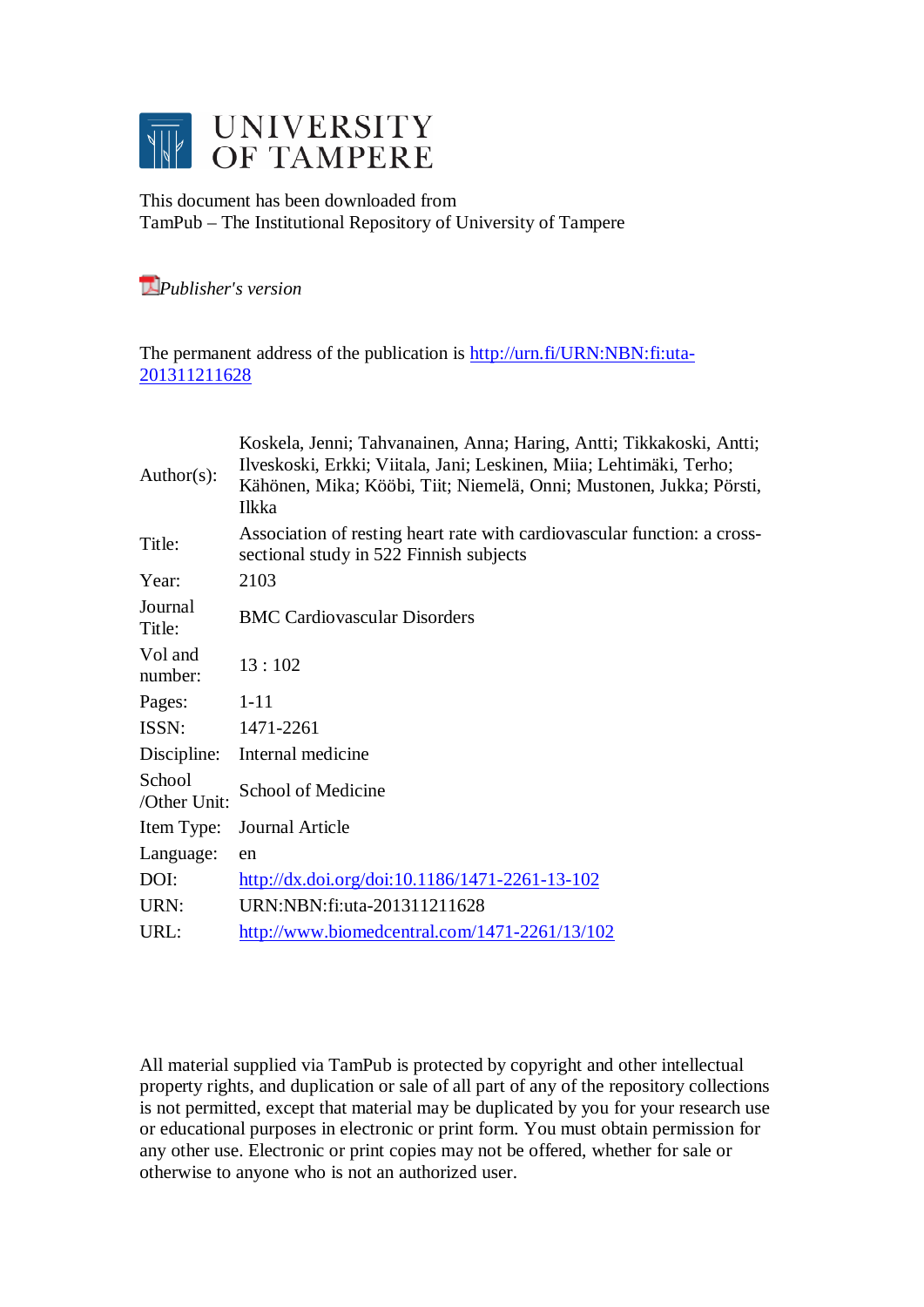# UNIVERSITY OF TAMPERE

This document has been downloaded from
TamPub – The Institutional Repository of University of Tampere

*Publisher's version*

The permanent address of the publication is http://urn.fi/URN:NBN:fi:uta-201311211628

| | |
|---|---|
| Author(s): | Koskela, Jenni; Tahvanainen, Anna; Haring, Antti; Tikkakoski, Antti; Ilveskoski, Erkki; Viitala, Jani; Leskinen, Miia; Lehtimäki, Terho; Kähönen, Mika; Kööbi, Tiit; Niemelä, Onni; Mustonen, Jukka; Pörsti, Ilkka |
| Title: | Association of resting heart rate with cardiovascular function: a cross-sectional study in 522 Finnish subjects |
| Year: | 2103 |
| Journal Title: | BMC Cardiovascular Disorders |
| Vol and number: | 13 : 102 |
| Pages: | 1-11 |
| ISSN: | 1471-2261 |
| Discipline: | Internal medicine |
| School /Other Unit: | School of Medicine |
| Item Type: | Journal Article |
| Language: | en |
| DOI: | http://dx.doi.org/doi:10.1186/1471-2261-13-102 |
| URN: | URN:NBN:fi:uta-201311211628 |
| URL: | http://www.biomedcentral.com/1471-2261/13/102 |

All material supplied via TamPub is protected by copyright and other intellectual property rights, and duplication or sale of all part of any of the repository collections is not permitted, except that material may be duplicated by you for your research use or educational purposes in electronic or print form. You must obtain permission for any other use. Electronic or print copies may not be offered, whether for sale or otherwise to anyone who is not an authorized user.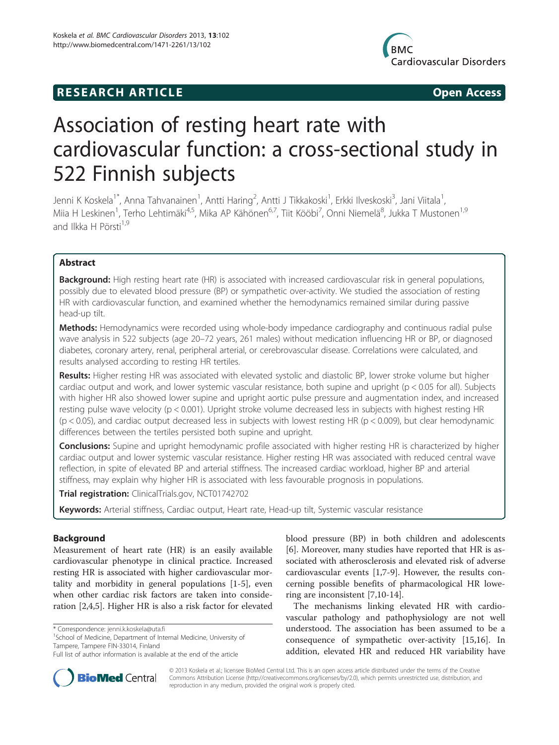# Association of resting heart rate with cardiovascular function: a cross-sectional study in 522 Finnish subjects

Jenni K Koskela[1*], Anna Tahvanainen[1], Antti Haring[2], Antti J Tikkakoski[1], Erkki Ilveskoski[3], Jani Viitala[1], Miia H Leskinen[1], Terho Lehtimäki[4,5], Mika AP Kähönen[6,7], Tiit Kööbi[7], Onni Niemelä[8], Jukka T Mustonen[1,9] and Ilkka H Pörsti[1,9]

## Abstract

**Background:** High resting heart rate (HR) is associated with increased cardiovascular risk in general populations, possibly due to elevated blood pressure (BP) or sympathetic over-activity. We studied the association of resting HR with cardiovascular function, and examined whether the hemodynamics remained similar during passive head-up tilt.

**Methods:** Hemodynamics were recorded using whole-body impedance cardiography and continuous radial pulse wave analysis in 522 subjects (age 20–72 years, 261 males) without medication influencing HR or BP, or diagnosed diabetes, coronary artery, renal, peripheral arterial, or cerebrovascular disease. Correlations were calculated, and results analysed according to resting HR tertiles.

**Results:** Higher resting HR was associated with elevated systolic and diastolic BP, lower stroke volume but higher cardiac output and work, and lower systemic vascular resistance, both supine and upright ($p < 0.05$ for all). Subjects with higher HR also showed lower supine and upright aortic pulse pressure and augmentation index, and increased resting pulse wave velocity ($p < 0.001$). Upright stroke volume decreased less in subjects with highest resting HR ($p < 0.05$), and cardiac output decreased less in subjects with lowest resting HR ($p < 0.009$), but clear hemodynamic differences between the tertiles persisted both supine and upright.

**Conclusions:** Supine and upright hemodynamic profile associated with higher resting HR is characterized by higher cardiac output and lower systemic vascular resistance. Higher resting HR was associated with reduced central wave reflection, in spite of elevated BP and arterial stiffness. The increased cardiac workload, higher BP and arterial stiffness, may explain why higher HR is associated with less favourable prognosis in populations.

**Trial registration:** ClinicalTrials.gov, NCT01742702

**Keywords:** Arterial stiffness, Cardiac output, Heart rate, Head-up tilt, Systemic vascular resistance

## Background

Measurement of heart rate (HR) is an easily available cardiovascular phenotype in clinical practice. Increased resting HR is associated with higher cardiovascular mortality and morbidity in general populations [1-5], even when other cardiac risk factors are taken into consideration [2,4,5]. Higher HR is also a risk factor for elevated blood pressure (BP) in both children and adolescents [6]. Moreover, many studies have reported that HR is associated with atherosclerosis and elevated risk of adverse cardiovascular events [1,7-9]. However, the results concerning possible benefits of pharmacological HR lowering are inconsistent [7,10-14].

The mechanisms linking elevated HR with cardiovascular pathology and pathophysiology are not well understood. The association has been assumed to be a consequence of sympathetic over-activity [15,16]. In addition, elevated HR and reduced HR variability have

\* Correspondence: jenni.k.koskela@uta.fi

[1]School of Medicine, Department of Internal Medicine, University of Tampere, Tampere FIN-33014, Finland

Full list of author information is available at the end of the article

© 2013 Koskela et al.; licensee BioMed Central Ltd. This is an open access article distributed under the terms of the Creative Commons Attribution License (http://creativecommons.org/licenses/by/2.0), which permits unrestricted use, distribution, and reproduction in any medium, provided the original work is properly cited.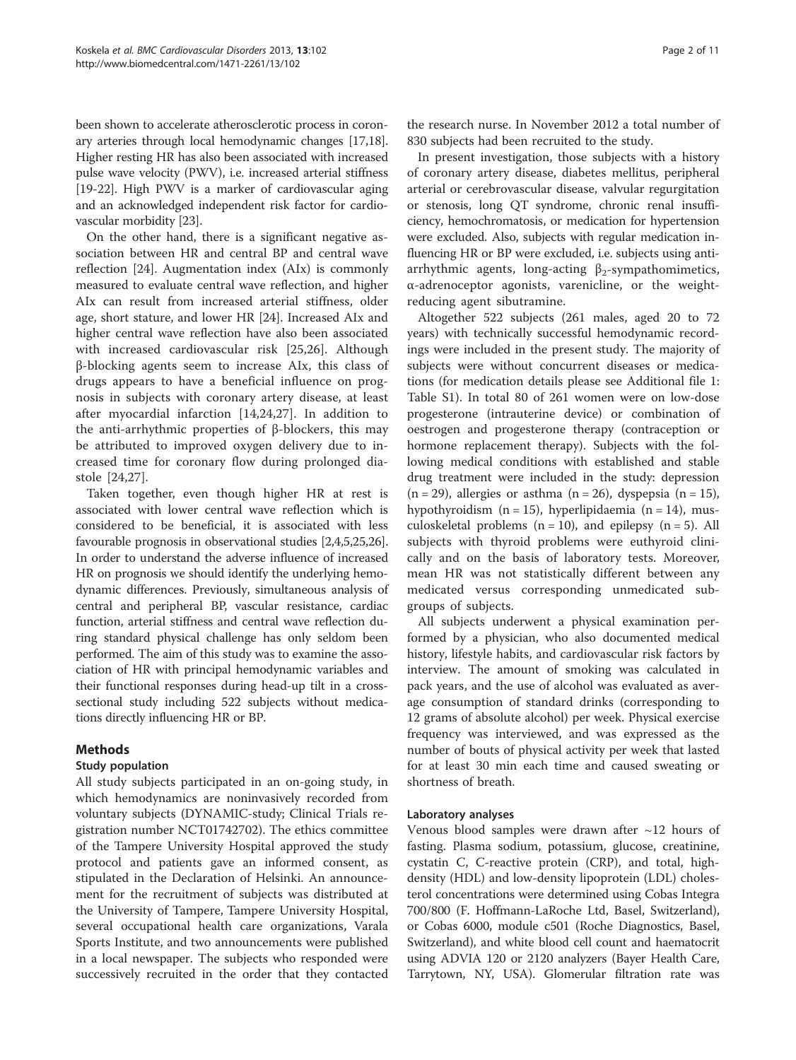been shown to accelerate atherosclerotic process in coronary arteries through local hemodynamic changes [17,18]. Higher resting HR has also been associated with increased pulse wave velocity (PWV), i.e. increased arterial stiffness [19-22]. High PWV is a marker of cardiovascular aging and an acknowledged independent risk factor for cardiovascular morbidity [23].

On the other hand, there is a significant negative association between HR and central BP and central wave reflection [24]. Augmentation index (AIx) is commonly measured to evaluate central wave reflection, and higher AIx can result from increased arterial stiffness, older age, short stature, and lower HR [24]. Increased AIx and higher central wave reflection have also been associated with increased cardiovascular risk [25,26]. Although β-blocking agents seem to increase AIx, this class of drugs appears to have a beneficial influence on prognosis in subjects with coronary artery disease, at least after myocardial infarction [14,24,27]. In addition to the anti-arrhythmic properties of β-blockers, this may be attributed to improved oxygen delivery due to increased time for coronary flow during prolonged diastole [24,27].

Taken together, even though higher HR at rest is associated with lower central wave reflection which is considered to be beneficial, it is associated with less favourable prognosis in observational studies [2,4,5,25,26]. In order to understand the adverse influence of increased HR on prognosis we should identify the underlying hemodynamic differences. Previously, simultaneous analysis of central and peripheral BP, vascular resistance, cardiac function, arterial stiffness and central wave reflection during standard physical challenge has only seldom been performed. The aim of this study was to examine the association of HR with principal hemodynamic variables and their functional responses during head-up tilt in a cross-sectional study including 522 subjects without medications directly influencing HR or BP.

## Methods

### Study population

All study subjects participated in an on-going study, in which hemodynamics are noninvasively recorded from voluntary subjects (DYNAMIC-study; Clinical Trials registration number NCT01742702). The ethics committee of the Tampere University Hospital approved the study protocol and patients gave an informed consent, as stipulated in the Declaration of Helsinki. An announcement for the recruitment of subjects was distributed at the University of Tampere, Tampere University Hospital, several occupational health care organizations, Varala Sports Institute, and two announcements were published in a local newspaper. The subjects who responded were successively recruited in the order that they contacted the research nurse. In November 2012 a total number of 830 subjects had been recruited to the study.

In present investigation, those subjects with a history of coronary artery disease, diabetes mellitus, peripheral arterial or cerebrovascular disease, valvular regurgitation or stenosis, long QT syndrome, chronic renal insufficiency, hemochromatosis, or medication for hypertension were excluded. Also, subjects with regular medication influencing HR or BP were excluded, i.e. subjects using antiarrhythmic agents, long-acting $\beta_2$-sympathomimetics, α-adrenoceptor agonists, varenicline, or the weight-reducing agent sibutramine.

Altogether 522 subjects (261 males, aged 20 to 72 years) with technically successful hemodynamic recordings were included in the present study. The majority of subjects were without concurrent diseases or medications (for medication details please see Additional file 1: Table S1). In total 80 of 261 women were on low-dose progesterone (intrauterine device) or combination of oestrogen and progesterone therapy (contraception or hormone replacement therapy). Subjects with the following medical conditions with established and stable drug treatment were included in the study: depression (n = 29), allergies or asthma (n = 26), dyspepsia (n = 15), hypothyroidism (n = 15), hyperlipidaemia (n = 14), musculoskeletal problems (n = 10), and epilepsy (n = 5). All subjects with thyroid problems were euthyroid clinically and on the basis of laboratory tests. Moreover, mean HR was not statistically different between any medicated versus corresponding unmedicated subgroups of subjects.

All subjects underwent a physical examination performed by a physician, who also documented medical history, lifestyle habits, and cardiovascular risk factors by interview. The amount of smoking was calculated in pack years, and the use of alcohol was evaluated as average consumption of standard drinks (corresponding to 12 grams of absolute alcohol) per week. Physical exercise frequency was interviewed, and was expressed as the number of bouts of physical activity per week that lasted for at least 30 min each time and caused sweating or shortness of breath.

### Laboratory analyses

Venous blood samples were drawn after ~12 hours of fasting. Plasma sodium, potassium, glucose, creatinine, cystatin C, C-reactive protein (CRP), and total, high-density (HDL) and low-density lipoprotein (LDL) cholesterol concentrations were determined using Cobas Integra 700/800 (F. Hoffmann-LaRoche Ltd, Basel, Switzerland), or Cobas 6000, module c501 (Roche Diagnostics, Basel, Switzerland), and white blood cell count and haematocrit using ADVIA 120 or 2120 analyzers (Bayer Health Care, Tarrytown, NY, USA). Glomerular filtration rate was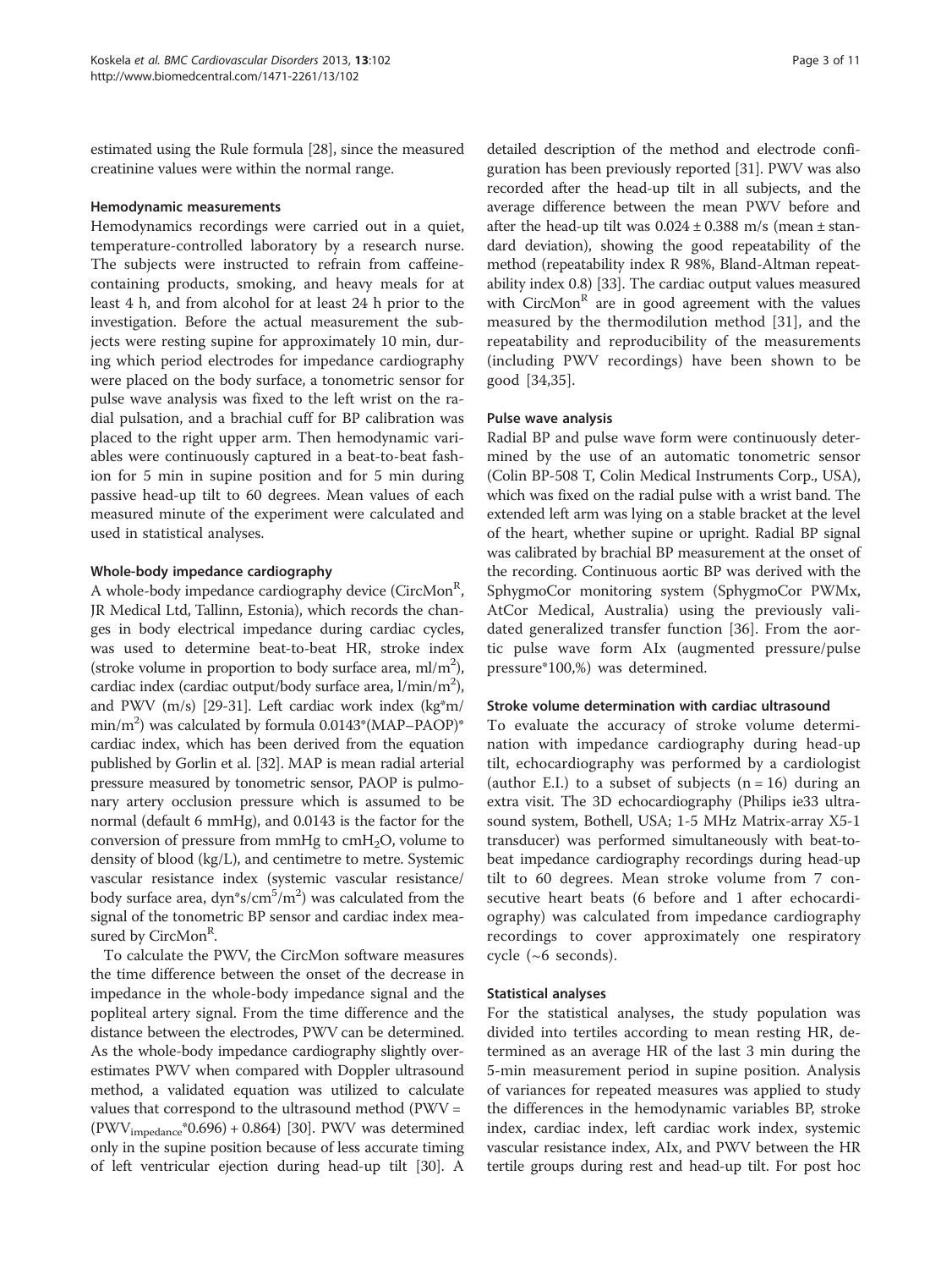estimated using the Rule formula [28], since the measured creatinine values were within the normal range.

#### Hemodynamic measurements

Hemodynamics recordings were carried out in a quiet, temperature-controlled laboratory by a research nurse. The subjects were instructed to refrain from caffeine-containing products, smoking, and heavy meals for at least 4 h, and from alcohol for at least 24 h prior to the investigation. Before the actual measurement the subjects were resting supine for approximately 10 min, during which period electrodes for impedance cardiography were placed on the body surface, a tonometric sensor for pulse wave analysis was fixed to the left wrist on the radial pulsation, and a brachial cuff for BP calibration was placed to the right upper arm. Then hemodynamic variables were continuously captured in a beat-to-beat fashion for 5 min in supine position and for 5 min during passive head-up tilt to 60 degrees. Mean values of each measured minute of the experiment were calculated and used in statistical analyses.

#### Whole-body impedance cardiography

A whole-body impedance cardiography device (CircMon[R], JR Medical Ltd, Tallinn, Estonia), which records the changes in body electrical impedance during cardiac cycles, was used to determine beat-to-beat HR, stroke index (stroke volume in proportion to body surface area, ml/m$^2$), cardiac index (cardiac output/body surface area, l/min/m$^2$), and PWV (m/s) [29-31]. Left cardiac work index (kg*m/min/m$^2$) was calculated by formula 0.0143*(MAP–PAOP)* cardiac index, which has been derived from the equation published by Gorlin et al. [32]. MAP is mean radial arterial pressure measured by tonometric sensor, PAOP is pulmonary artery occlusion pressure which is assumed to be normal (default 6 mmHg), and 0.0143 is the factor for the conversion of pressure from mmHg to cm$H_2O$, volume to density of blood (kg/L), and centimetre to metre. Systemic vascular resistance index (systemic vascular resistance/body surface area, dyn*s/cm$^5$/m$^2$) was calculated from the signal of the tonometric BP sensor and cardiac index measured by CircMon[R].

To calculate the PWV, the CircMon software measures the time difference between the onset of the decrease in impedance in the whole-body impedance signal and the popliteal artery signal. From the time difference and the distance between the electrodes, PWV can be determined. As the whole-body impedance cardiography slightly overestimates PWV when compared with Doppler ultrasound method, a validated equation was utilized to calculate values that correspond to the ultrasound method ($PWV = (PWV_{impedance}*0.696) + 0.864$) [30]. PWV was determined only in the supine position because of less accurate timing of left ventricular ejection during head-up tilt [30]. A detailed description of the method and electrode configuration has been previously reported [31]. PWV was also recorded after the head-up tilt in all subjects, and the average difference between the mean PWV before and after the head-up tilt was 0.024 ± 0.388 m/s (mean ± standard deviation), showing the good repeatability of the method (repeatability index R 98%, Bland-Altman repeatability index 0.8) [33]. The cardiac output values measured with CircMon[R] are in good agreement with the values measured by the thermodilution method [31], and the repeatability and reproducibility of the measurements (including PWV recordings) have been shown to be good [34,35].

#### Pulse wave analysis

Radial BP and pulse wave form were continuously determined by the use of an automatic tonometric sensor (Colin BP-508 T, Colin Medical Instruments Corp., USA), which was fixed on the radial pulse with a wrist band. The extended left arm was lying on a stable bracket at the level of the heart, whether supine or upright. Radial BP signal was calibrated by brachial BP measurement at the onset of the recording. Continuous aortic BP was derived with the SphygmoCor monitoring system (SphygmoCor PWMx, AtCor Medical, Australia) using the previously validated generalized transfer function [36]. From the aortic pulse wave form AIx (augmented pressure/pulse pressure*100,%) was determined.

#### Stroke volume determination with cardiac ultrasound

To evaluate the accuracy of stroke volume determination with impedance cardiography during head-up tilt, echocardiography was performed by a cardiologist (author E.I.) to a subset of subjects (n = 16) during an extra visit. The 3D echocardiography (Philips ie33 ultrasound system, Bothell, USA; 1-5 MHz Matrix-array X5-1 transducer) was performed simultaneously with beat-to-beat impedance cardiography recordings during head-up tilt to 60 degrees. Mean stroke volume from 7 consecutive heart beats (6 before and 1 after echocardiography) was calculated from impedance cardiography recordings to cover approximately one respiratory cycle (~6 seconds).

#### Statistical analyses

For the statistical analyses, the study population was divided into tertiles according to mean resting HR, determined as an average HR of the last 3 min during the 5-min measurement period in supine position. Analysis of variances for repeated measures was applied to study the differences in the hemodynamic variables BP, stroke index, cardiac index, left cardiac work index, systemic vascular resistance index, AIx, and PWV between the HR tertile groups during rest and head-up tilt. For post hoc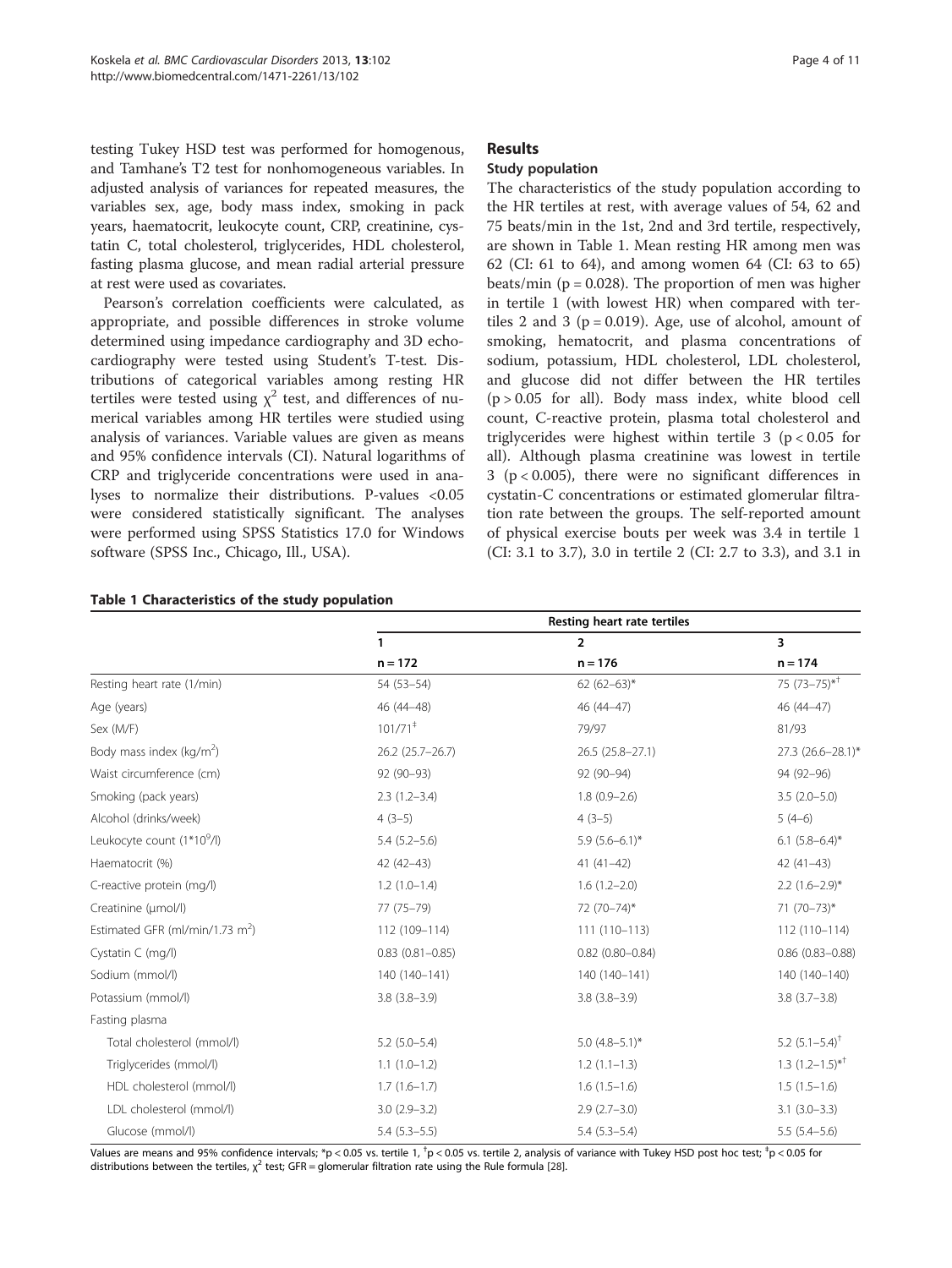testing Tukey HSD test was performed for homogenous, and Tamhane's T2 test for nonhomogeneous variables. In adjusted analysis of variances for repeated measures, the variables sex, age, body mass index, smoking in pack years, haematocrit, leukocyte count, CRP, creatinine, cystatin C, total cholesterol, triglycerides, HDL cholesterol, fasting plasma glucose, and mean radial arterial pressure at rest were used as covariates.

Pearson's correlation coefficients were calculated, as appropriate, and possible differences in stroke volume determined using impedance cardiography and 3D echocardiography were tested using Student's T-test. Distributions of categorical variables among resting HR tertiles were tested using $\chi^2$ test, and differences of numerical variables among HR tertiles were studied using analysis of variances. Variable values are given as means and 95% confidence intervals (CI). Natural logarithms of CRP and triglyceride concentrations were used in analyses to normalize their distributions. P-values <0.05 were considered statistically significant. The analyses were performed using SPSS Statistics 17.0 for Windows software (SPSS Inc., Chicago, Ill., USA).

## Results

### Study population

The characteristics of the study population according to the HR tertiles at rest, with average values of 54, 62 and 75 beats/min in the 1st, 2nd and 3rd tertile, respectively, are shown in Table 1. Mean resting HR among men was 62 (CI: 61 to 64), and among women 64 (CI: 63 to 65) beats/min (p = 0.028). The proportion of men was higher in tertile 1 (with lowest HR) when compared with tertiles 2 and 3 (p = 0.019). Age, use of alcohol, amount of smoking, hematocrit, and plasma concentrations of sodium, potassium, HDL cholesterol, LDL cholesterol, and glucose did not differ between the HR tertiles (p > 0.05 for all). Body mass index, white blood cell count, C-reactive protein, plasma total cholesterol and triglycerides were highest within tertile 3 (p < 0.05 for all). Although plasma creatinine was lowest in tertile 3 (p < 0.005), there were no significant differences in cystatin-C concentrations or estimated glomerular filtration rate between the groups. The self-reported amount of physical exercise bouts per week was 3.4 in tertile 1 (CI: 3.1 to 3.7), 3.0 in tertile 2 (CI: 2.7 to 3.3), and 3.1 in

**Table 1 Characteristics of the study population**

| | Resting heart rate tertiles | | |
|---|---|---|---|
| | 1 | 2 | 3 |
| | n = 172 | n = 176 | n = 174 |
| Resting heart rate (1/min) | 54 (53–54) | 62 (62–63)* | 75 (73–75)*† |
| Age (years) | 46 (44–48) | 46 (44–47) | 46 (44–47) |
| Sex (M/F) | 101/71‡ | 79/97 | 81/93 |
| Body mass index (kg/m$^2$) | 26.2 (25.7–26.7) | 26.5 (25.8–27.1) | 27.3 (26.6–28.1)* |
| Waist circumference (cm) | 92 (90–93) | 92 (90–94) | 94 (92–96) |
| Smoking (pack years) | 2.3 (1.2–3.4) | 1.8 (0.9–2.6) | 3.5 (2.0–5.0) |
| Alcohol (drinks/week) | 4 (3–5) | 4 (3–5) | 5 (4–6) |
| Leukocyte count (1*10$^9$/l) | 5.4 (5.2–5.6) | 5.9 (5.6–6.1)* | 6.1 (5.8–6.4)* |
| Haematocrit (%) | 42 (42–43) | 41 (41–42) | 42 (41–43) |
| C-reactive protein (mg/l) | 1.2 (1.0–1.4) | 1.6 (1.2–2.0) | 2.2 (1.6–2.9)* |
| Creatinine (μmol/l) | 77 (75–79) | 72 (70–74)* | 71 (70–73)* |
| Estimated GFR (ml/min/1.73 m$^2$) | 112 (109–114) | 111 (110–113) | 112 (110–114) |
| Cystatin C (mg/l) | 0.83 (0.81–0.85) | 0.82 (0.80–0.84) | 0.86 (0.83–0.88) |
| Sodium (mmol/l) | 140 (140–141) | 140 (140–141) | 140 (140–140) |
| Potassium (mmol/l) | 3.8 (3.8–3.9) | 3.8 (3.8–3.9) | 3.8 (3.7–3.8) |
| Fasting plasma | | | |
| Total cholesterol (mmol/l) | 5.2 (5.0–5.4) | 5.0 (4.8–5.1)* | 5.2 (5.1–5.4)† |
| Triglycerides (mmol/l) | 1.1 (1.0–1.2) | 1.2 (1.1–1.3) | 1.3 (1.2–1.5)*† |
| HDL cholesterol (mmol/l) | 1.7 (1.6–1.7) | 1.6 (1.5–1.6) | 1.5 (1.5–1.6) |
| LDL cholesterol (mmol/l) | 3.0 (2.9–3.2) | 2.9 (2.7–3.0) | 3.1 (3.0–3.3) |
| Glucose (mmol/l) | 5.4 (5.3–5.5) | 5.4 (5.3–5.4) | 5.5 (5.4–5.6) |

Values are means and 95% confidence intervals; *p < 0.05 vs. tertile 1, †p < 0.05 vs. tertile 2, analysis of variance with Tukey HSD post hoc test; ‡p < 0.05 for distributions between the tertiles, $\chi^2$ test; GFR = glomerular filtration rate using the Rule formula [28].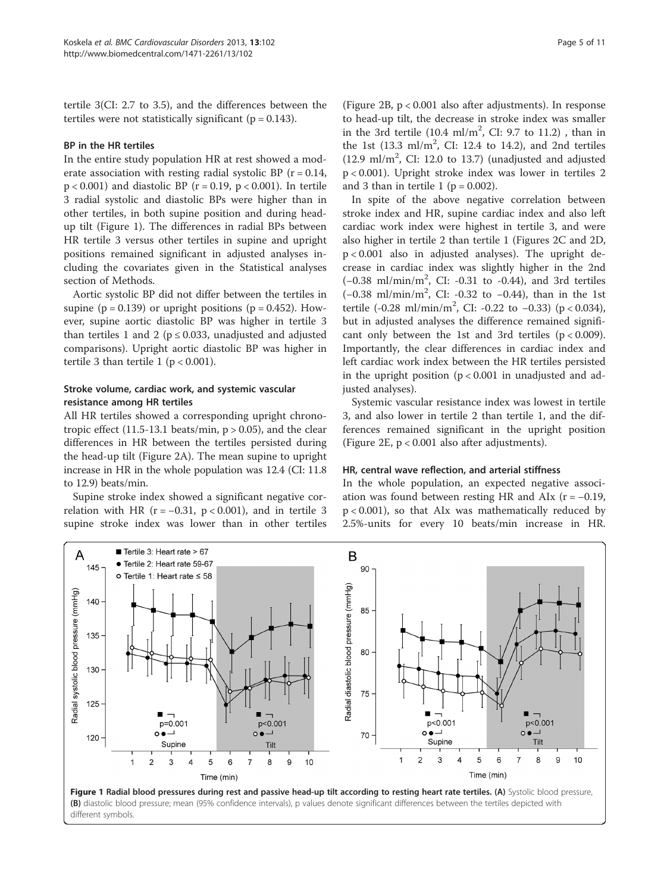tertile 3(CI: 2.7 to 3.5), and the differences between the tertiles were not statistically significant ($p = 0.143$).

### BP in the HR tertiles

In the entire study population HR at rest showed a moderate association with resting radial systolic BP ($r = 0.14$, $p < 0.001$) and diastolic BP ($r = 0.19$, $p < 0.001$). In tertile 3 radial systolic and diastolic BPs were higher than in other tertiles, in both supine position and during head-up tilt (Figure 1). The differences in radial BPs between HR tertile 3 versus other tertiles in supine and upright positions remained significant in adjusted analyses including the covariates given in the Statistical analyses section of Methods.

Aortic systolic BP did not differ between the tertiles in supine ($p = 0.139$) or upright positions ($p = 0.452$). However, supine aortic diastolic BP was higher in tertile 3 than tertiles 1 and 2 ($p \leq 0.033$, unadjusted and adjusted comparisons). Upright aortic diastolic BP was higher in tertile 3 than tertile 1 ($p < 0.001$).

### Stroke volume, cardiac work, and systemic vascular resistance among HR tertiles

All HR tertiles showed a corresponding upright chronotropic effect (11.5-13.1 beats/min, $p > 0.05$), and the clear differences in HR between the tertiles persisted during the head-up tilt (Figure 2A). The mean supine to upright increase in HR in the whole population was 12.4 (CI: 11.8 to 12.9) beats/min.

Supine stroke index showed a significant negative correlation with HR ($r = -0.31$, $p < 0.001$), and in tertile 3 supine stroke index was lower than in other tertiles (Figure 2B, $p < 0.001$ also after adjustments). In response to head-up tilt, the decrease in stroke index was smaller in the 3rd tertile (10.4 ml/m$^2$, CI: 9.7 to 11.2) , than in the 1st (13.3 ml/m$^2$, CI: 12.4 to 14.2), and 2nd tertiles (12.9 ml/m$^2$, CI: 12.0 to 13.7) (unadjusted and adjusted $p < 0.001$). Upright stroke index was lower in tertiles 2 and 3 than in tertile 1 ($p = 0.002$).

In spite of the above negative correlation between stroke index and HR, supine cardiac index and also left cardiac work index were highest in tertile 3, and were also higher in tertile 2 than tertile 1 (Figures 2C and 2D, $p < 0.001$ also in adjusted analyses). The upright decrease in cardiac index was slightly higher in the 2nd (−0.38 ml/min/m$^2$, CI: -0.31 to -0.44), and 3rd tertiles (−0.38 ml/min/m$^2$, CI: -0.32 to −0.44), than in the 1st tertile (-0.28 ml/min/m$^2$, CI: -0.22 to −0.33) ($p < 0.034$), but in adjusted analyses the difference remained significant only between the 1st and 3rd tertiles ($p < 0.009$). Importantly, the clear differences in cardiac index and left cardiac work index between the HR tertiles persisted in the upright position ($p < 0.001$ in unadjusted and adjusted analyses).

Systemic vascular resistance index was lowest in tertile 3, and also lower in tertile 2 than tertile 1, and the differences remained significant in the upright position (Figure 2E, $p < 0.001$ also after adjustments).

### HR, central wave reflection, and arterial stiffness

In the whole population, an expected negative association was found between resting HR and AIx ($r = -0.19$, $p < 0.001$), so that AIx was mathematically reduced by 2.5%-units for every 10 beats/min increase in HR.

**Figure 1 Radial blood pressures during rest and passive head-up tilt according to resting heart rate tertiles. (A)** Systolic blood pressure, **(B)** diastolic blood pressure; mean (95% confidence intervals), p values denote significant differences between the tertiles depicted with different symbols.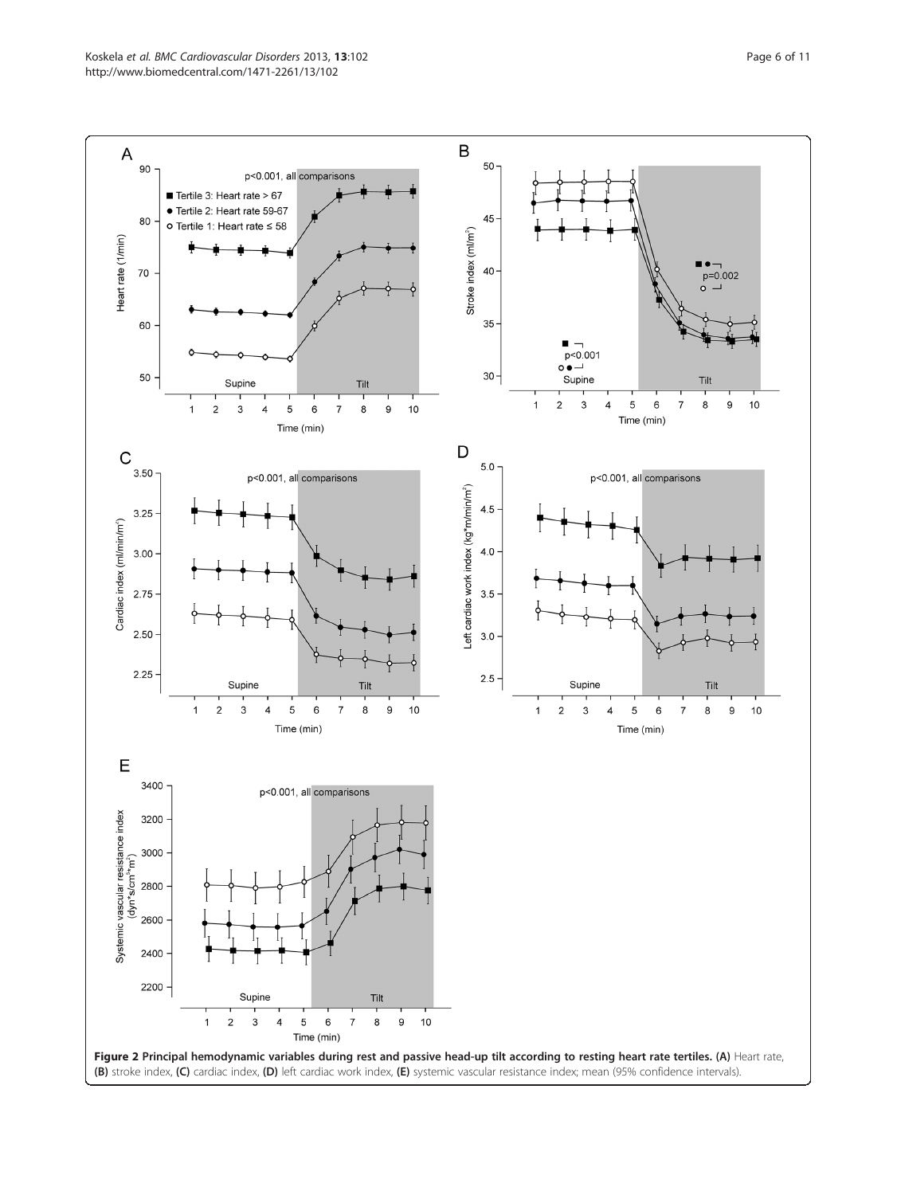**Figure 2 Principal hemodynamic variables during rest and passive head-up tilt according to resting heart rate tertiles.** **(A)** Heart rate, **(B)** stroke index, **(C)** cardiac index, **(D)** left cardiac work index, **(E)** systemic vascular resistance index; mean (95% confidence intervals).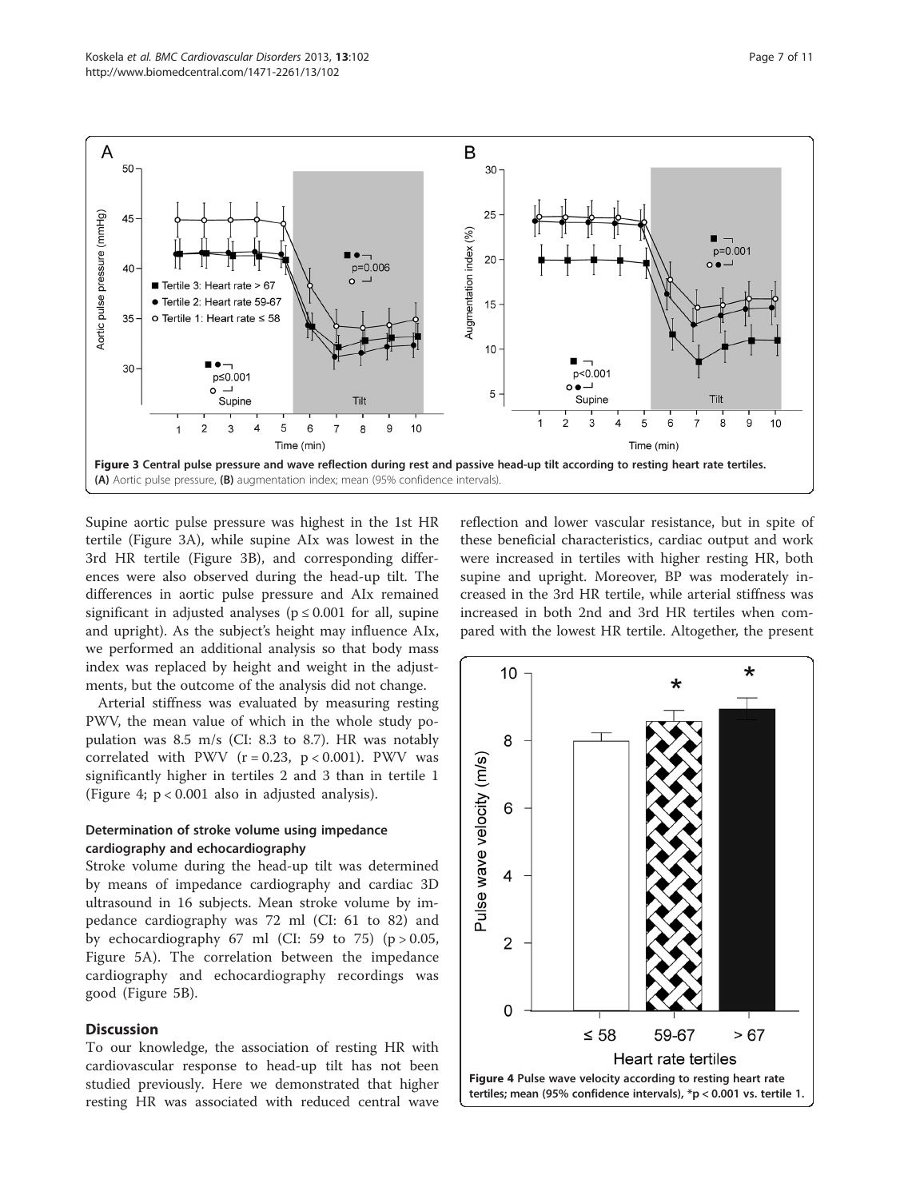Figure 3 Central pulse pressure and wave reflection during rest and passive head-up tilt according to resting heart rate tertiles. (A) Aortic pulse pressure, (B) augmentation index; mean (95% confidence intervals).

Supine aortic pulse pressure was highest in the 1st HR tertile (Figure 3A), while supine AIx was lowest in the 3rd HR tertile (Figure 3B), and corresponding differences were also observed during the head-up tilt. The differences in aortic pulse pressure and AIx remained significant in adjusted analyses ($p \leq 0.001$ for all, supine and upright). As the subject's height may influence AIx, we performed an additional analysis so that body mass index was replaced by height and weight in the adjustments, but the outcome of the analysis did not change.

Arterial stiffness was evaluated by measuring resting PWV, the mean value of which in the whole study population was 8.5 m/s (CI: 8.3 to 8.7). HR was notably correlated with PWV ($r = 0.23$, $p < 0.001$). PWV was significantly higher in tertiles 2 and 3 than in tertile 1 (Figure 4; $p < 0.001$ also in adjusted analysis).

### Determination of stroke volume using impedance cardiography and echocardiography

Stroke volume during the head-up tilt was determined by means of impedance cardiography and cardiac 3D ultrasound in 16 subjects. Mean stroke volume by impedance cardiography was 72 ml (CI: 61 to 82) and by echocardiography 67 ml (CI: 59 to 75) ($p > 0.05$, Figure 5A). The correlation between the impedance cardiography and echocardiography recordings was good (Figure 5B).

## Discussion

To our knowledge, the association of resting HR with cardiovascular response to head-up tilt has not been studied previously. Here we demonstrated that higher resting HR was associated with reduced central wave reflection and lower vascular resistance, but in spite of these beneficial characteristics, cardiac output and work were increased in tertiles with higher resting HR, both supine and upright. Moreover, BP was moderately increased in the 3rd HR tertile, while arterial stiffness was increased in both 2nd and 3rd HR tertiles when compared with the lowest HR tertile. Altogether, the present

Figure 4 Pulse wave velocity according to resting heart rate tertiles; mean (95% confidence intervals), *p < 0.001 vs. tertile 1.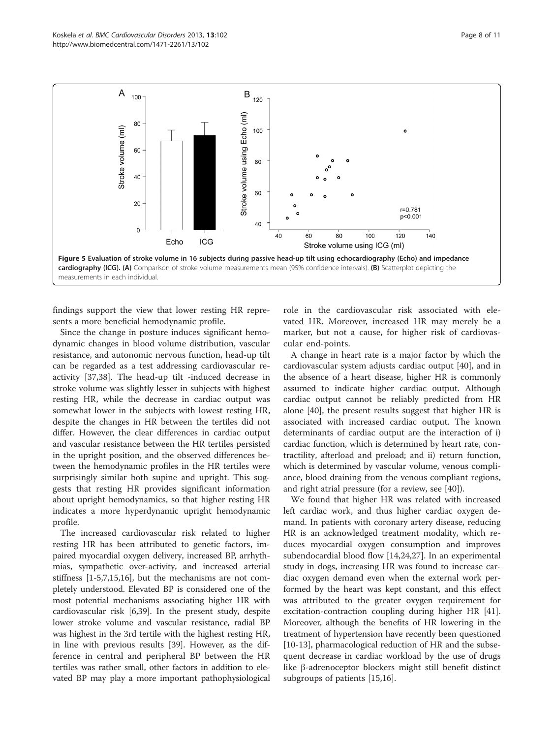**Figure 5 Evaluation of stroke volume in 16 subjects during passive head-up tilt using echocardiography (Echo) and impedance cardiography (ICG). (A)** Comparison of stroke volume measurements mean (95% confidence intervals). **(B)** Scatterplot depicting the measurements in each individual.

findings support the view that lower resting HR represents a more beneficial hemodynamic profile.

Since the change in posture induces significant hemodynamic changes in blood volume distribution, vascular resistance, and autonomic nervous function, head-up tilt can be regarded as a test addressing cardiovascular reactivity [37,38]. The head-up tilt -induced decrease in stroke volume was slightly lesser in subjects with highest resting HR, while the decrease in cardiac output was somewhat lower in the subjects with lowest resting HR, despite the changes in HR between the tertiles did not differ. However, the clear differences in cardiac output and vascular resistance between the HR tertiles persisted in the upright position, and the observed differences between the hemodynamic profiles in the HR tertiles were surprisingly similar both supine and upright. This suggests that resting HR provides significant information about upright hemodynamics, so that higher resting HR indicates a more hyperdynamic upright hemodynamic profile.

The increased cardiovascular risk related to higher resting HR has been attributed to genetic factors, impaired myocardial oxygen delivery, increased BP, arrhythmias, sympathetic over-activity, and increased arterial stiffness [1-5,7,15,16], but the mechanisms are not completely understood. Elevated BP is considered one of the most potential mechanisms associating higher HR with cardiovascular risk [6,39]. In the present study, despite lower stroke volume and vascular resistance, radial BP was highest in the 3rd tertile with the highest resting HR, in line with previous results [39]. However, as the difference in central and peripheral BP between the HR tertiles was rather small, other factors in addition to elevated BP may play a more important pathophysiological role in the cardiovascular risk associated with elevated HR. Moreover, increased HR may merely be a marker, but not a cause, for higher risk of cardiovascular end-points.

A change in heart rate is a major factor by which the cardiovascular system adjusts cardiac output [40], and in the absence of a heart disease, higher HR is commonly assumed to indicate higher cardiac output. Although cardiac output cannot be reliably predicted from HR alone [40], the present results suggest that higher HR is associated with increased cardiac output. The known determinants of cardiac output are the interaction of i) cardiac function, which is determined by heart rate, contractility, afterload and preload; and ii) return function, which is determined by vascular volume, venous compliance, blood draining from the venous compliant regions, and right atrial pressure (for a review, see [40]).

We found that higher HR was related with increased left cardiac work, and thus higher cardiac oxygen demand. In patients with coronary artery disease, reducing HR is an acknowledged treatment modality, which reduces myocardial oxygen consumption and improves subendocardial blood flow [14,24,27]. In an experimental study in dogs, increasing HR was found to increase cardiac oxygen demand even when the external work performed by the heart was kept constant, and this effect was attributed to the greater oxygen requirement for excitation-contraction coupling during higher HR [41]. Moreover, although the benefits of HR lowering in the treatment of hypertension have recently been questioned [10-13], pharmacological reduction of HR and the subsequent decrease in cardiac workload by the use of drugs like β-adrenoceptor blockers might still benefit distinct subgroups of patients [15,16].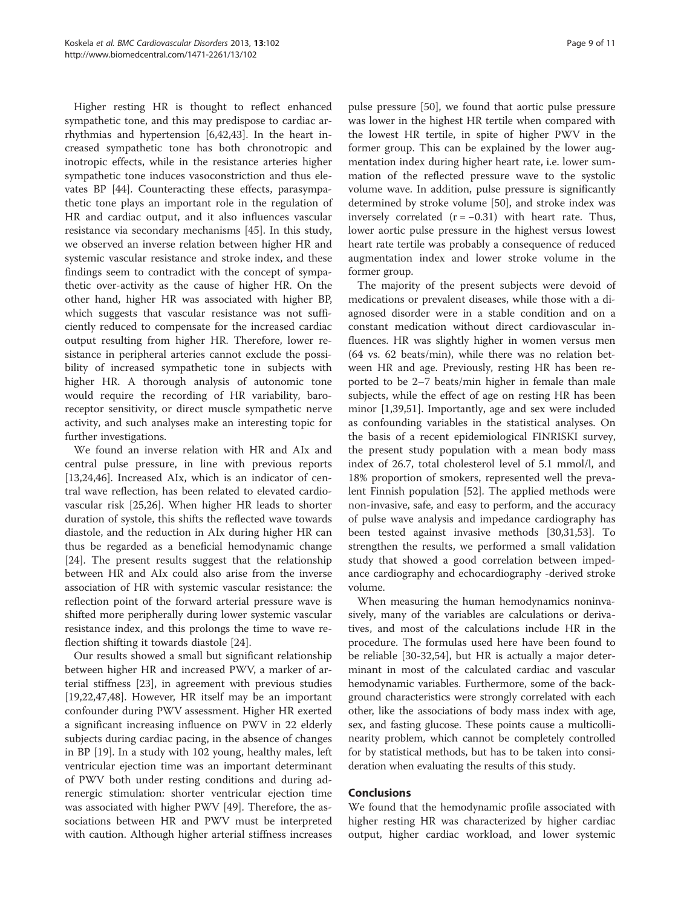Higher resting HR is thought to reflect enhanced sympathetic tone, and this may predispose to cardiac arrhythmias and hypertension [6,42,43]. In the heart increased sympathetic tone has both chronotropic and inotropic effects, while in the resistance arteries higher sympathetic tone induces vasoconstriction and thus elevates BP [44]. Counteracting these effects, parasympathetic tone plays an important role in the regulation of HR and cardiac output, and it also influences vascular resistance via secondary mechanisms [45]. In this study, we observed an inverse relation between higher HR and systemic vascular resistance and stroke index, and these findings seem to contradict with the concept of sympathetic over-activity as the cause of higher HR. On the other hand, higher HR was associated with higher BP, which suggests that vascular resistance was not sufficiently reduced to compensate for the increased cardiac output resulting from higher HR. Therefore, lower resistance in peripheral arteries cannot exclude the possibility of increased sympathetic tone in subjects with higher HR. A thorough analysis of autonomic tone would require the recording of HR variability, baroreceptor sensitivity, or direct muscle sympathetic nerve activity, and such analyses make an interesting topic for further investigations.

We found an inverse relation with HR and AIx and central pulse pressure, in line with previous reports [13,24,46]. Increased AIx, which is an indicator of central wave reflection, has been related to elevated cardiovascular risk [25,26]. When higher HR leads to shorter duration of systole, this shifts the reflected wave towards diastole, and the reduction in AIx during higher HR can thus be regarded as a beneficial hemodynamic change [24]. The present results suggest that the relationship between HR and AIx could also arise from the inverse association of HR with systemic vascular resistance: the reflection point of the forward arterial pressure wave is shifted more peripherally during lower systemic vascular resistance index, and this prolongs the time to wave reflection shifting it towards diastole [24].

Our results showed a small but significant relationship between higher HR and increased PWV, a marker of arterial stiffness [23], in agreement with previous studies [19,22,47,48]. However, HR itself may be an important confounder during PWV assessment. Higher HR exerted a significant increasing influence on PWV in 22 elderly subjects during cardiac pacing, in the absence of changes in BP [19]. In a study with 102 young, healthy males, left ventricular ejection time was an important determinant of PWV both under resting conditions and during adrenergic stimulation: shorter ventricular ejection time was associated with higher PWV [49]. Therefore, the associations between HR and PWV must be interpreted with caution. Although higher arterial stiffness increases pulse pressure [50], we found that aortic pulse pressure was lower in the highest HR tertile when compared with the lowest HR tertile, in spite of higher PWV in the former group. This can be explained by the lower augmentation index during higher heart rate, i.e. lower summation of the reflected pressure wave to the systolic volume wave. In addition, pulse pressure is significantly determined by stroke volume [50], and stroke index was inversely correlated ($r = -0.31$) with heart rate. Thus, lower aortic pulse pressure in the highest versus lowest heart rate tertile was probably a consequence of reduced augmentation index and lower stroke volume in the former group.

The majority of the present subjects were devoid of medications or prevalent diseases, while those with a diagnosed disorder were in a stable condition and on a constant medication without direct cardiovascular influences. HR was slightly higher in women versus men (64 vs. 62 beats/min), while there was no relation between HR and age. Previously, resting HR has been reported to be 2–7 beats/min higher in female than male subjects, while the effect of age on resting HR has been minor [1,39,51]. Importantly, age and sex were included as confounding variables in the statistical analyses. On the basis of a recent epidemiological FINRISKI survey, the present study population with a mean body mass index of 26.7, total cholesterol level of 5.1 mmol/l, and 18% proportion of smokers, represented well the prevalent Finnish population [52]. The applied methods were non-invasive, safe, and easy to perform, and the accuracy of pulse wave analysis and impedance cardiography has been tested against invasive methods [30,31,53]. To strengthen the results, we performed a small validation study that showed a good correlation between impedance cardiography and echocardiography -derived stroke volume.

When measuring the human hemodynamics noninvasively, many of the variables are calculations or derivatives, and most of the calculations include HR in the procedure. The formulas used here have been found to be reliable [30-32,54], but HR is actually a major determinant in most of the calculated cardiac and vascular hemodynamic variables. Furthermore, some of the background characteristics were strongly correlated with each other, like the associations of body mass index with age, sex, and fasting glucose. These points cause a multicollinearity problem, which cannot be completely controlled for by statistical methods, but has to be taken into consideration when evaluating the results of this study.

## Conclusions

We found that the hemodynamic profile associated with higher resting HR was characterized by higher cardiac output, higher cardiac workload, and lower systemic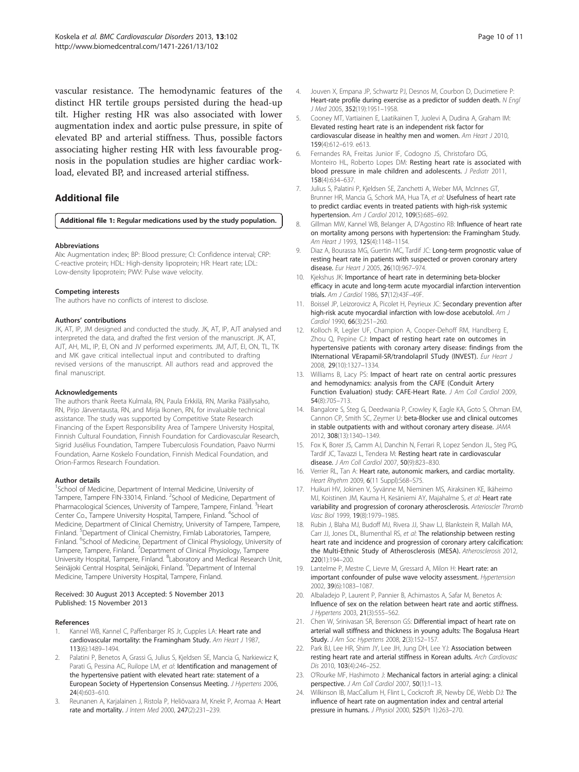vascular resistance. The hemodynamic features of the distinct HR tertile groups persisted during the head-up tilt. Higher resting HR was also associated with lower augmentation index and aortic pulse pressure, in spite of elevated BP and arterial stiffness. Thus, possible factors associating higher resting HR with less favourable prognosis in the population studies are higher cardiac workload, elevated BP, and increased arterial stiffness.

## Additional file

**Additional file 1: Regular medications used by the study population.**

#### Abbreviations

AIx: Augmentation index; BP: Blood pressure; CI: Confidence interval; CRP: C-reactive protein; HDL: High-density lipoprotein; HR: Heart rate; LDL: Low-density lipoprotein; PWV: Pulse wave velocity.

#### Competing interests

The authors have no conflicts of interest to disclose.

#### Authors' contributions

JK, AT, IP, JM designed and conducted the study. JK, AT, IP, AJT analysed and interpreted the data, and drafted the first version of the manuscript. JK, AT, AJT, AH, ML, IP, EI, ON and JV performed experiments. JM, AJT, EI, ON, TL, TK and MK gave critical intellectual input and contributed to drafting revised versions of the manuscript. All authors read and approved the final manuscript.

#### Acknowledgements

The authors thank Reeta Kulmala, RN, Paula Erkkilä, RN, Marika Päällysaho, RN, Pirjo Järventausta, RN, and Mirja Ikonen, RN, for invaluable technical assistance. The study was supported by Competitive State Research Financing of the Expert Responsibility Area of Tampere University Hospital, Finnish Cultural Foundation, Finnish Foundation for Cardiovascular Research, Sigrid Jusélius Foundation, Tampere Tuberculosis Foundation, Paavo Nurmi Foundation, Aarne Koskelo Foundation, Finnish Medical Foundation, and Orion-Farmos Research Foundation.

#### Author details

[1]School of Medicine, Department of Internal Medicine, University of Tampere, Tampere FIN-33014, Finland. [2]School of Medicine, Department of Pharmacological Sciences, University of Tampere, Tampere, Finland. [3]Heart Center Co., Tampere University Hospital, Tampere, Finland. [4]School of Medicine, Department of Clinical Chemistry, University of Tampere, Tampere, Finland. [5]Department of Clinical Chemistry, Fimlab Laboratories, Tampere, Finland. [6]School of Medicine, Department of Clinical Physiology, University of Tampere, Tampere, Finland. [7]Department of Clinical Physiology, Tampere University Hospital, Tampere, Finland. [8]Laboratory and Medical Research Unit, Seinäjoki Central Hospital, Seinäjoki, Finland. [9]Department of Internal Medicine, Tampere University Hospital, Tampere, Finland.

Received: 30 August 2013 Accepted: 5 November 2013
Published: 15 November 2013

#### References

1. Kannel WB, Kannel C, Paffenbarger RS Jr, Cupples LA: **Heart rate and cardiovascular mortality: the Framingham Study.** *Am Heart J* 1987, **113**(6):1489–1494.
2. Palatini P, Benetos A, Grassi G, Julius S, Kjeldsen SE, Mancia G, Narkiewicz K, Parati G, Pessina AC, Ruilope LM, *et al*: **Identification and management of the hypertensive patient with elevated heart rate: statement of a European Society of Hypertension Consensus Meeting.** *J Hypertens* 2006, **24**(4):603–610.
3. Reunanen A, Karjalainen J, Ristola P, Heliövaara M, Knekt P, Aromaa A: **Heart rate and mortality.** *J Intern Med* 2000, **247**(2):231–239.
4. Jouven X, Empana JP, Schwartz PJ, Desnos M, Courbon D, Ducimetiere P: **Heart-rate profile during exercise as a predictor of sudden death.** *N Engl J Med* 2005, **352**(19):1951–1958.
5. Cooney MT, Vartiainen E, Laatikainen T, Juolevi A, Dudina A, Graham IM: **Elevated resting heart rate is an independent risk factor for cardiovascular disease in healthy men and women.** *Am Heart J* 2010, **159**(4):612–619. e613.
6. Fernandes RA, Freitas Junior IF, Codogno JS, Christofaro DG, Monteiro HL, Roberto Lopes DM: **Resting heart rate is associated with blood pressure in male children and adolescents.** *J Pediatr* 2011, **158**(4):634–637.
7. Julius S, Palatini P, Kjeldsen SE, Zanchetti A, Weber MA, McInnes GT, Brunner HR, Mancia G, Schork MA, Hua TA, *et al*: **Usefulness of heart rate to predict cardiac events in treated patients with high-risk systemic hypertension.** *Am J Cardiol* 2012, **109**(5):685–692.
8. Gillman MW, Kannel WB, Belanger A, D'Agostino RB: **Influence of heart rate on mortality among persons with hypertension: the Framingham Study.** *Am Heart J* 1993, **125**(4):1148–1154.
9. Diaz A, Bourassa MG, Guertin MC, Tardif JC: **Long-term prognostic value of resting heart rate in patients with suspected or proven coronary artery disease.** *Eur Heart J* 2005, **26**(10):967–974.
10. Kjekshus JK: **Importance of heart rate in determining beta-blocker efficacy in acute and long-term acute myocardial infarction intervention trials.** *Am J Cardiol* 1986, **57**(12):43F–49F.
11. Boissel JP, Leizorovicz A, Picolet H, Peyrieux JC: **Secondary prevention after high-risk acute myocardial infarction with low-dose acebutolol.** *Am J Cardiol* 1990, **66**(3):251–260.
12. Kolloch R, Legler UF, Champion A, Cooper-Dehoff RM, Handberg E, Zhou Q, Pepine CJ: **Impact of resting heart rate on outcomes in hypertensive patients with coronary artery disease: findings from the INternational VErapamil-SR/trandolapril STudy (INVEST).** *Eur Heart J* 2008, **29**(10):1327–1334.
13. Williams B, Lacy PS: **Impact of heart rate on central aortic pressures and hemodynamics: analysis from the CAFE (Conduit Artery Function Evaluation) study: CAFE-Heart Rate.** *J Am Coll Cardiol* 2009, **54**(8):705–713.
14. Bangalore S, Steg G, Deedwania P, Crowley K, Eagle KA, Goto S, Ohman EM, Cannon CP, Smith SC, Zeymer U: **beta-Blocker use and clinical outcomes in stable outpatients with and without coronary artery disease.** *JAMA* 2012, **308**(13):1340–1349.
15. Fox K, Borer JS, Camm AJ, Danchin N, Ferrari R, Lopez Sendon JL, Steg PG, Tardif JC, Tavazzi L, Tendera M: **Resting heart rate in cardiovascular disease.** *J Am Coll Cardiol* 2007, **50**(9):823–830.
16. Verrier RL, Tan A: **Heart rate, autonomic markers, and cardiac mortality.** *Heart Rhythm* 2009, **6**(11 Suppl):S68–S75.
17. Huikuri HV, Jokinen V, Syvänne M, Nieminen MS, Airaksinen KE, Ikäheimo MJ, Koistinen JM, Kauma H, Kesäniemi AY, Majahalme S, *et al*: **Heart rate variability and progression of coronary atherosclerosis.** *Arterioscler Thromb Vasc Biol* 1999, **19**(8):1979–1985.
18. Rubin J, Blaha MJ, Budoff MJ, Rivera JJ, Shaw LJ, Blankstein R, Mallah MA, Carr JJ, Jones DL, Blumenthal RS, *et al*: **The relationship between resting heart rate and incidence and progression of coronary artery calcification: the Multi-Ethnic Study of Atherosclerosis (MESA).** *Atherosclerosis* 2012, **220**(1):194–200.
19. Lantelme P, Mestre C, Lievre M, Gressard A, Milon H: **Heart rate: an important confounder of pulse wave velocity assessment.** *Hypertension* 2002, **39**(6):1083–1087.
20. Albaladejo P, Laurent P, Pannier B, Achimastos A, Safar M, Benetos A: **Influence of sex on the relation between heart rate and aortic stiffness.** *J Hypertens* 2003, **21**(3):555–562.
21. Chen W, Srinivasan SR, Berenson GS: **Differential impact of heart rate on arterial wall stiffness and thickness in young adults: The Bogalusa Heart Study.** *J Am Soc Hypertens* 2008, **2**(3):152–157.
22. Park BJ, Lee HR, Shim JY, Lee JH, Jung DH, Lee YJ: **Association between resting heart rate and arterial stiffness in Korean adults.** *Arch Cardiovasc Dis* 2010, **103**(4):246–252.
23. O'Rourke MF, Hashimoto J: **Mechanical factors in arterial aging: a clinical perspective.** *J Am Coll Cardiol* 2007, **50**(1):1–13.
24. Wilkinson IB, MacCallum H, Flint L, Cockcroft JR, Newby DE, Webb DJ: **The influence of heart rate on augmentation index and central arterial pressure in humans.** *J Physiol* 2000, **525**(Pt 1):263–270.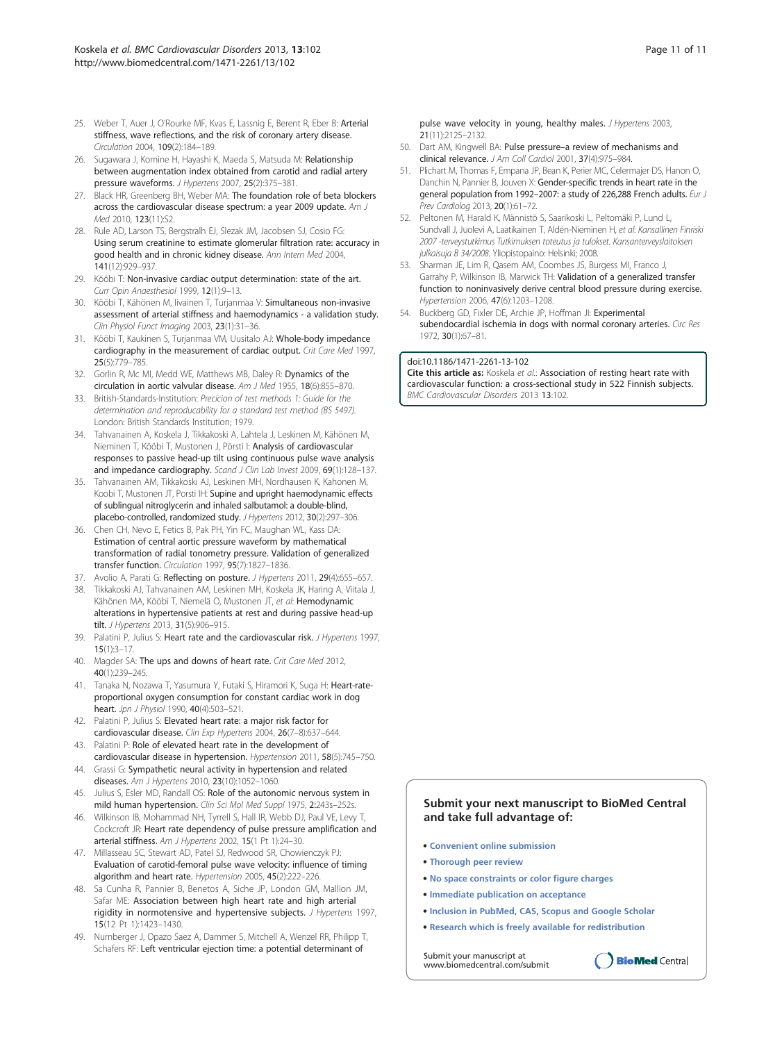25. Weber T, Auer J, O'Rourke MF, Kvas E, Lassnig E, Berent R, Eber B: **Arterial stiffness, wave reflections, and the risk of coronary artery disease.** *Circulation* 2004, **109**(2):184–189.
26. Sugawara J, Komine H, Hayashi K, Maeda S, Matsuda M: **Relationship between augmentation index obtained from carotid and radial artery pressure waveforms.** *J Hypertens* 2007, **25**(2):375–381.
27. Black HR, Greenberg BH, Weber MA: **The foundation role of beta blockers across the cardiovascular disease spectrum: a year 2009 update.** *Am J Med* 2010, **123**(11):S2.
28. Rule AD, Larson TS, Bergstralh EJ, Slezak JM, Jacobsen SJ, Cosio FG: **Using serum creatinine to estimate glomerular filtration rate: accuracy in good health and in chronic kidney disease.** *Ann Intern Med* 2004, **141**(12):929–937.
29. Kööbi T: **Non-invasive cardiac output determination: state of the art.** *Curr Opin Anaesthesiol* 1999, **12**(1):9–13.
30. Kööbi T, Kähönen M, Iivainen T, Turjanmaa V: **Simultaneous non-invasive assessment of arterial stiffness and haemodynamics - a validation study.** *Clin Physiol Funct Imaging* 2003, **23**(1):31–36.
31. Kööbi T, Kaukinen S, Turjanmaa VM, Uusitalo AJ: **Whole-body impedance cardiography in the measurement of cardiac output.** *Crit Care Med* 1997, **25**(5):779–785.
32. Gorlin R, Mc MI, Medd WE, Matthews MB, Daley R: **Dynamics of the circulation in aortic valvular disease.** *Am J Med* 1955, **18**(6):855–870.
33. British-Standards-Institution: *Precicion of test methods 1: Guide for the determination and reproducibility for a standard test method (BS 5497).* London: British Standards Institution; 1979.
34. Tahvanainen A, Koskela J, Tikkakoski A, Lahtela J, Leskinen M, Kähönen M, Nieminen T, Kööbi T, Mustonen J, Pörsti I: **Analysis of cardiovascular responses to passive head-up tilt using continuous pulse wave analysis and impedance cardiography.** *Scand J Clin Lab Invest* 2009, **69**(1):128–137.
35. Tahvanainen AM, Tikkakoski AJ, Leskinen MH, Nordhausen K, Kahonen M, Koobi T, Mustonen JT, Porsti IH: **Supine and upright haemodynamic effects of sublingual nitroglycerin and inhaled salbutamol: a double-blind, placebo-controlled, randomized study.** *J Hypertens* 2012, **30**(2):297–306.
36. Chen CH, Nevo E, Fetics B, Pak PH, Yin FC, Maughan WL, Kass DA: **Estimation of central aortic pressure waveform by mathematical transformation of radial tonometry pressure. Validation of generalized transfer function.** *Circulation* 1997, **95**(7):1827–1836.
37. Avolio A, Parati G: **Reflecting on posture.** *J Hypertens* 2011, **29**(4):655–657.
38. Tikkakoski AJ, Tahvanainen AM, Leskinen MH, Koskela JK, Haring A, Viitala J, Kähönen MA, Kööbi T, Niemelä O, Mustonen JT, *et al*: **Hemodynamic alterations in hypertensive patients at rest and during passive head-up tilt.** *J Hypertens* 2013, **31**(5):906–915.
39. Palatini P, Julius S: **Heart rate and the cardiovascular risk.** *J Hypertens* 1997, **15**(1):3–17.
40. Magder SA: **The ups and downs of heart rate.** *Crit Care Med* 2012, **40**(1):239–245.
41. Tanaka N, Nozawa T, Yasumura Y, Futaki S, Hiramori K, Suga H: **Heart-rate-proportional oxygen consumption for constant cardiac work in dog heart.** *Jpn J Physiol* 1990, **40**(4):503–521.
42. Palatini P, Julius S: **Elevated heart rate: a major risk factor for cardiovascular disease.** *Clin Exp Hypertens* 2004, **26**(7–8):637–644.
43. Palatini P: **Role of elevated heart rate in the development of cardiovascular disease in hypertension.** *Hypertension* 2011, **58**(5):745–750.
44. Grassi G: **Sympathetic neural activity in hypertension and related diseases.** *Am J Hypertens* 2010, **23**(10):1052–1060.
45. Julius S, Esler MD, Randall OS: **Role of the autonomic nervous system in mild human hypertension.** *Clin Sci Mol Med Suppl* 1975, **2**:243s–252s.
46. Wilkinson IB, Mohammad NH, Tyrrell S, Hall IR, Webb DJ, Paul VE, Levy T, Cockcroft JR: **Heart rate dependency of pulse pressure amplification and arterial stiffness.** *Am J Hypertens* 2002, **15**(1 Pt 1):24–30.
47. Millasseau SC, Stewart AD, Patel SJ, Redwood SR, Chowienczyk PJ: **Evaluation of carotid-femoral pulse wave velocity: influence of timing algorithm and heart rate.** *Hypertension* 2005, **45**(2):222–226.
48. Sa Cunha R, Pannier B, Benetos A, Siche JP, London GM, Mallion JM, Safar ME: **Association between high heart rate and high arterial rigidity in normotensive and hypertensive subjects.** *J Hypertens* 1997, **15**(12 Pt 1):1423–1430.
49. Nurnberger J, Opazo Saez A, Dammer S, Mitchell A, Wenzel RR, Philipp T, Schafers RF: **Left ventricular ejection time: a potential determinant of pulse wave velocity in young, healthy males.** *J Hypertens* 2003, **21**(11):2125–2132.
50. Dart AM, Kingwell BA: **Pulse pressure–a review of mechanisms and clinical relevance.** *J Am Coll Cardiol* 2001, **37**(4):975–984.
51. Plichart M, Thomas F, Empana JP, Bean K, Perier MC, Celermajer DS, Hanon O, Danchin N, Pannier B, Jouven X: **Gender-specific trends in heart rate in the general population from 1992–2007: a study of 226,288 French adults.** *Eur J Prev Cardiolog* 2013, **20**(1):61–72.
52. Peltonen M, Harald K, Männistö S, Saarikoski L, Peltomäki P, Lund L, Sundvall J, Juolevi A, Laatikainen T, Aldén-Nieminen H, *et al*: *Kansallinen Finriski 2007 -terveystutkimus Tutkimuksen toteutus ja tulokset. Kansanterveyslaitoksen julkaisuja B 34/2008.* Yliopistopaino: Helsinki; 2008.
53. Sharman JE, Lim R, Qasem AM, Coombes JS, Burgess MI, Franco J, Garrahy P, Wilkinson IB, Marwick TH: **Validation of a generalized transfer function to noninvasively derive central blood pressure during exercise.** *Hypertension* 2006, **47**(6):1203–1208.
54. Buckberg GD, Fixler DE, Archie JP, Hoffman JI: **Experimental subendocardial ischemia in dogs with normal coronary arteries.** *Circ Res* 1972, **30**(1):67–81.

doi:10.1186/1471-2261-13-102
**Cite this article as:** Koskela *et al.*: Association of resting heart rate with cardiovascular function: a cross-sectional study in 522 Finnish subjects. *BMC Cardiovascular Disorders* 2013 **13**:102.

**Submit your next manuscript to BioMed Central and take full advantage of:**

- Convenient online submission
- Thorough peer review
- No space constraints or color figure charges
- Immediate publication on acceptance
- Inclusion in PubMed, CAS, Scopus and Google Scholar
- Research which is freely available for redistribution

Submit your manuscript at www.biomedcentral.com/submit

BioMed Central